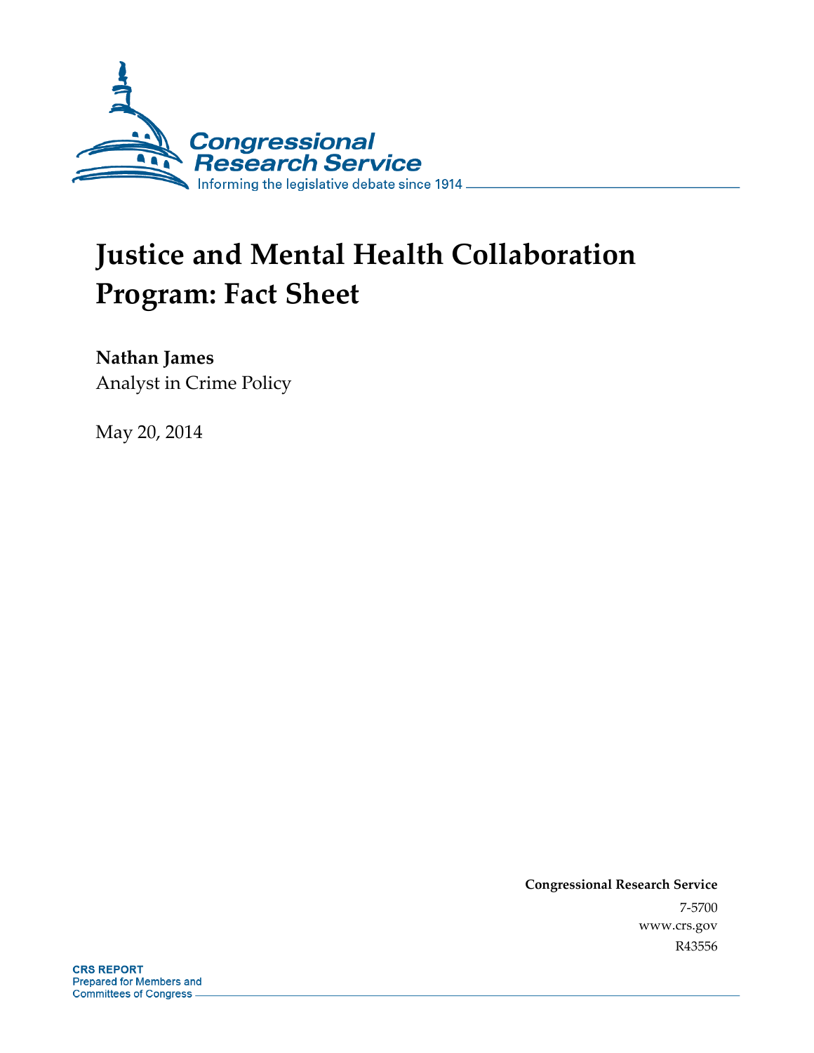Congressional Research Service

Informing the legislative debate since 1914

# Justice and Mental Health Collaboration Program: Fact Sheet

**Nathan James**
Analyst in Crime Policy

May 20, 2014

**Congressional Research Service**
7-5700
www.crs.gov
R43556

**CRS REPORT**
Prepared for Members and Committees of Congress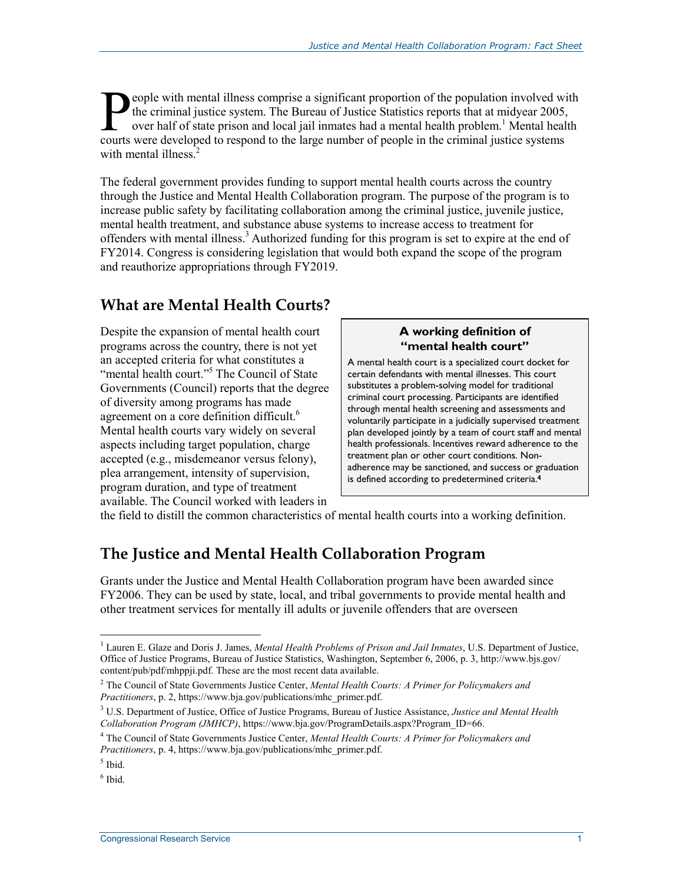People with mental illness comprise a significant proportion of the population involved with the criminal justice system. The Bureau of Justice Statistics reports that at midyear 2005, over half of state prison and local jail inmates had a mental health problem.[1] Mental health courts were developed to respond to the large number of people in the criminal justice systems with mental illness.[2]

The federal government provides funding to support mental health courts across the country through the Justice and Mental Health Collaboration program. The purpose of the program is to increase public safety by facilitating collaboration among the criminal justice, juvenile justice, mental health treatment, and substance abuse systems to increase access to treatment for offenders with mental illness.[3] Authorized funding for this program is set to expire at the end of FY2014. Congress is considering legislation that would both expand the scope of the program and reauthorize appropriations through FY2019.

## What are Mental Health Courts?

Despite the expansion of mental health court programs across the country, there is not yet an accepted criteria for what constitutes a "mental health court."[5] The Council of State Governments (Council) reports that the degree of diversity among programs has made agreement on a core definition difficult.[6] Mental health courts vary widely on several aspects including target population, charge accepted (e.g., misdemeanor versus felony), plea arrangement, intensity of supervision, program duration, and type of treatment available. The Council worked with leaders in the field to distill the common characteristics of mental health courts into a working definition.

> **A working definition of "mental health court"**
>
> A mental health court is a specialized court docket for certain defendants with mental illnesses. This court substitutes a problem-solving model for traditional criminal court processing. Participants are identified through mental health screening and assessments and voluntarily participate in a judicially supervised treatment plan developed jointly by a team of court staff and mental health professionals. Incentives reward adherence to the treatment plan or other court conditions. Non-adherence may be sanctioned, and success or graduation is defined according to predetermined criteria.[4]

## The Justice and Mental Health Collaboration Program

Grants under the Justice and Mental Health Collaboration program have been awarded since FY2006. They can be used by state, local, and tribal governments to provide mental health and other treatment services for mentally ill adults or juvenile offenders that are overseen

---

[1] Lauren E. Glaze and Doris J. James, *Mental Health Problems of Prison and Jail Inmates*, U.S. Department of Justice, Office of Justice Programs, Bureau of Justice Statistics, Washington, September 6, 2006, p. 3, http://www.bjs.gov/content/pub/pdf/mhppji.pdf. These are the most recent data available.

[2] The Council of State Governments Justice Center, *Mental Health Courts: A Primer for Policymakers and Practitioners*, p. 2, https://www.bja.gov/publications/mhc_primer.pdf.

[3] U.S. Department of Justice, Office of Justice Programs, Bureau of Justice Assistance, *Justice and Mental Health Collaboration Program (JMHCP)*, https://www.bja.gov/ProgramDetails.aspx?Program_ID=66.

[4] The Council of State Governments Justice Center, *Mental Health Courts: A Primer for Policymakers and Practitioners*, p. 4, https://www.bja.gov/publications/mhc_primer.pdf.

[5] Ibid.

[6] Ibid.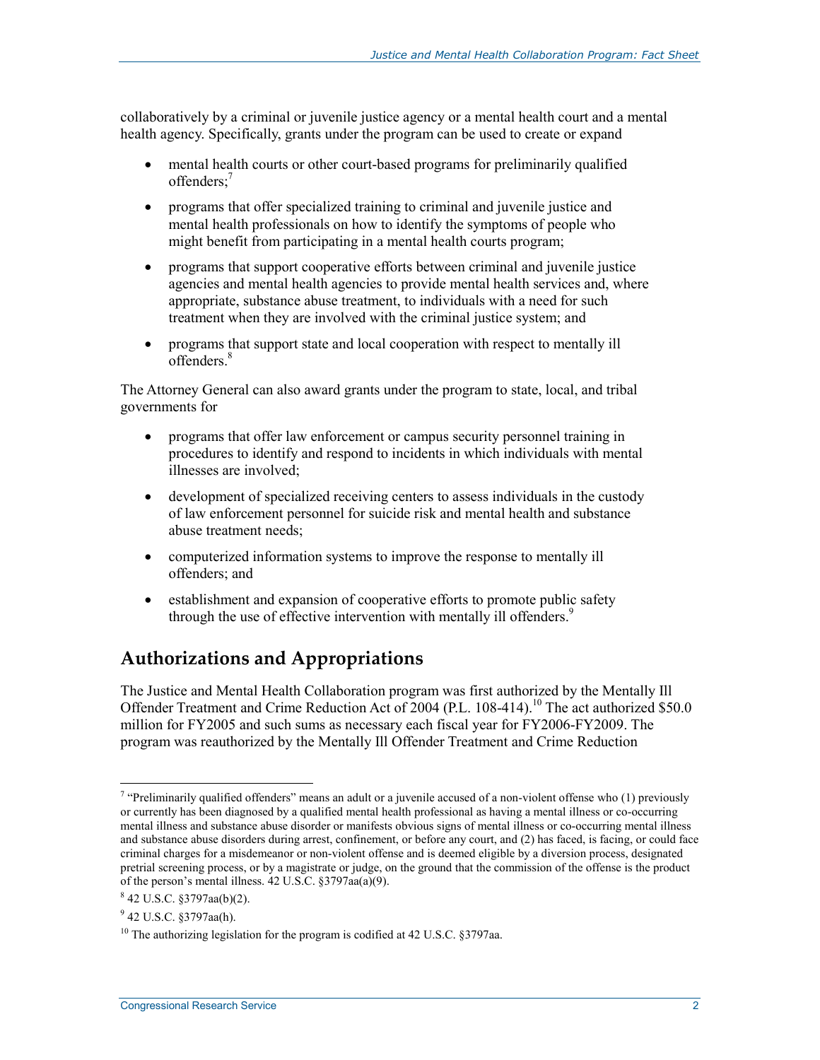collaboratively by a criminal or juvenile justice agency or a mental health court and a mental health agency. Specifically, grants under the program can be used to create or expand

- mental health courts or other court-based programs for preliminarily qualified offenders;[7]
- programs that offer specialized training to criminal and juvenile justice and mental health professionals on how to identify the symptoms of people who might benefit from participating in a mental health courts program;
- programs that support cooperative efforts between criminal and juvenile justice agencies and mental health agencies to provide mental health services and, where appropriate, substance abuse treatment, to individuals with a need for such treatment when they are involved with the criminal justice system; and
- programs that support state and local cooperation with respect to mentally ill offenders.[8]

The Attorney General can also award grants under the program to state, local, and tribal governments for

- programs that offer law enforcement or campus security personnel training in procedures to identify and respond to incidents in which individuals with mental illnesses are involved;
- development of specialized receiving centers to assess individuals in the custody of law enforcement personnel for suicide risk and mental health and substance abuse treatment needs;
- computerized information systems to improve the response to mentally ill offenders; and
- establishment and expansion of cooperative efforts to promote public safety through the use of effective intervention with mentally ill offenders.[9]

## Authorizations and Appropriations

The Justice and Mental Health Collaboration program was first authorized by the Mentally Ill Offender Treatment and Crime Reduction Act of 2004 (P.L. 108-414).[10] The act authorized $50.0 million for FY2005 and such sums as necessary each fiscal year for FY2006-FY2009. The program was reauthorized by the Mentally Ill Offender Treatment and Crime Reduction

---

[7] "Preliminarily qualified offenders" means an adult or a juvenile accused of a non-violent offense who (1) previously or currently has been diagnosed by a qualified mental health professional as having a mental illness or co-occurring mental illness and substance abuse disorder or manifests obvious signs of mental illness or co-occurring mental illness and substance abuse disorders during arrest, confinement, or before any court, and (2) has faced, is facing, or could face criminal charges for a misdemeanor or non-violent offense and is deemed eligible by a diversion process, designated pretrial screening process, or by a magistrate or judge, on the ground that the commission of the offense is the product of the person's mental illness. 42 U.S.C. §3797aa(a)(9).

[8] 42 U.S.C. §3797aa(b)(2).

[9] 42 U.S.C. §3797aa(h).

[10] The authorizing legislation for the program is codified at 42 U.S.C. §3797aa.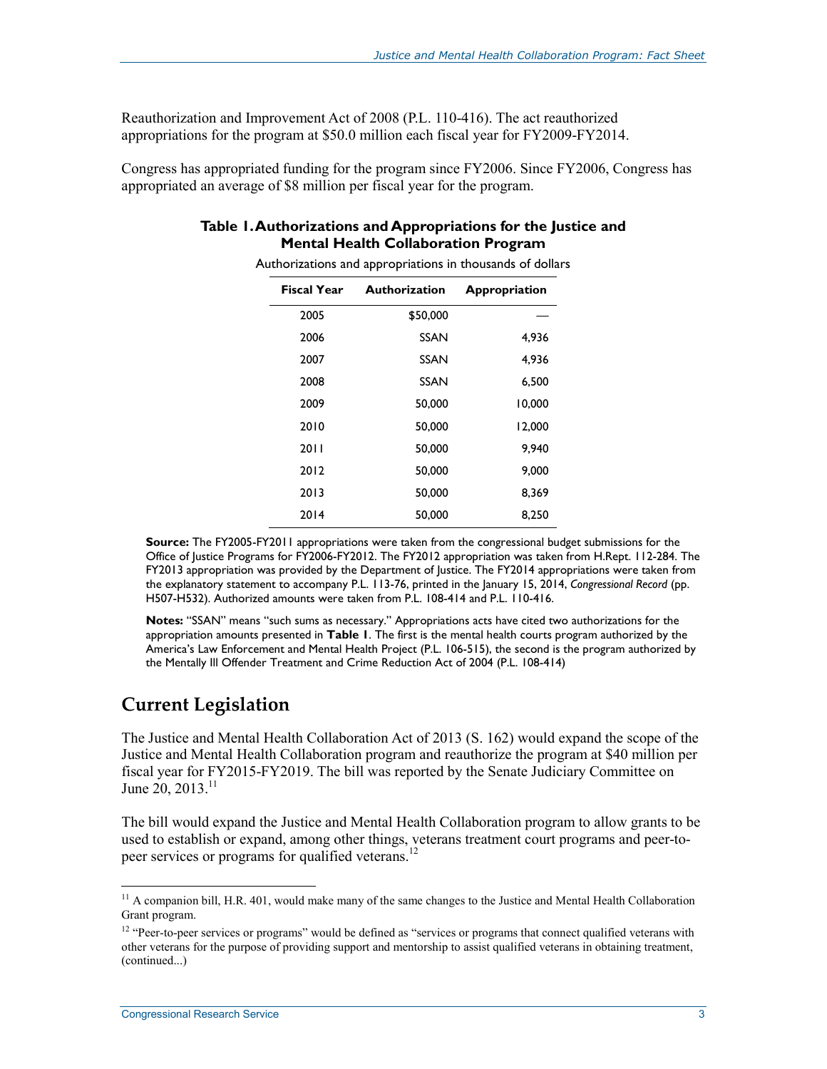Reauthorization and Improvement Act of 2008 (P.L. 110-416). The act reauthorized appropriations for the program at $50.0 million each fiscal year for FY2009-FY2014.

Congress has appropriated funding for the program since FY2006. Since FY2006, Congress has appropriated an average of $8 million per fiscal year for the program.

**Table 1. Authorizations and Appropriations for the Justice and Mental Health Collaboration Program**

Authorizations and appropriations in thousands of dollars

| Fiscal Year | Authorization | Appropriation |
|---|---|---|
| 2005 | $50,000 | — |
| 2006 | SSAN | 4,936 |
| 2007 | SSAN | 4,936 |
| 2008 | SSAN | 6,500 |
| 2009 | 50,000 | 10,000 |
| 2010 | 50,000 | 12,000 |
| 2011 | 50,000 | 9,940 |
| 2012 | 50,000 | 9,000 |
| 2013 | 50,000 | 8,369 |
| 2014 | 50,000 | 8,250 |

**Source:** The FY2005-FY2011 appropriations were taken from the congressional budget submissions for the Office of Justice Programs for FY2006-FY2012. The FY2012 appropriation was taken from H.Rept. 112-284. The FY2013 appropriation was provided by the Department of Justice. The FY2014 appropriations were taken from the explanatory statement to accompany P.L. 113-76, printed in the January 15, 2014, *Congressional Record* (pp. H507-H532). Authorized amounts were taken from P.L. 108-414 and P.L. 110-416.

**Notes:** "SSAN" means "such sums as necessary." Appropriations acts have cited two authorizations for the appropriation amounts presented in **Table 1**. The first is the mental health courts program authorized by the America's Law Enforcement and Mental Health Project (P.L. 106-515), the second is the program authorized by the Mentally Ill Offender Treatment and Crime Reduction Act of 2004 (P.L. 108-414)

## Current Legislation

The Justice and Mental Health Collaboration Act of 2013 (S. 162) would expand the scope of the Justice and Mental Health Collaboration program and reauthorize the program at $40 million per fiscal year for FY2015-FY2019. The bill was reported by the Senate Judiciary Committee on June 20, 2013.[11]

The bill would expand the Justice and Mental Health Collaboration program to allow grants to be used to establish or expand, among other things, veterans treatment court programs and peer-to-peer services or programs for qualified veterans.[12]

---

[11] A companion bill, H.R. 401, would make many of the same changes to the Justice and Mental Health Collaboration Grant program.

[12] "Peer-to-peer services or programs" would be defined as "services or programs that connect qualified veterans with other veterans for the purpose of providing support and mentorship to assist qualified veterans in obtaining treatment, (continued...)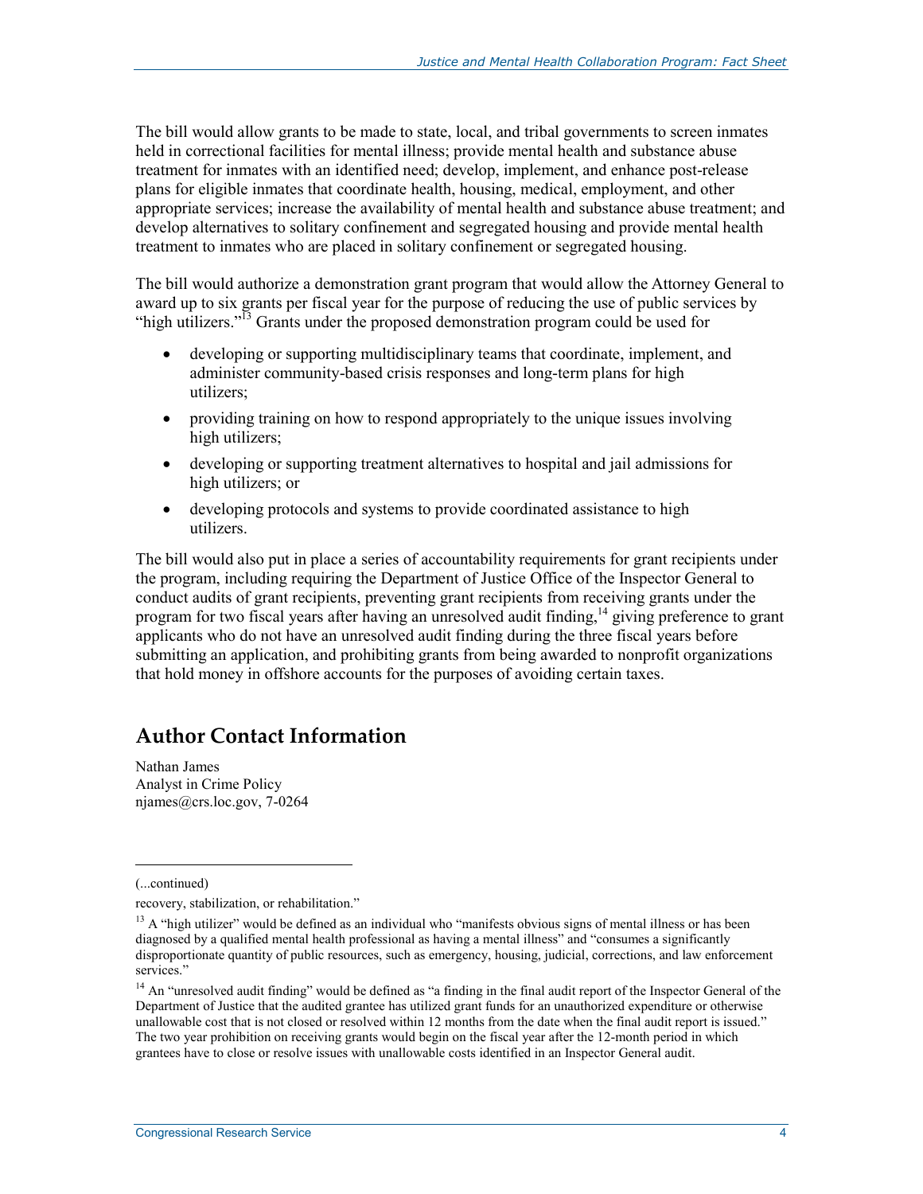The bill would allow grants to be made to state, local, and tribal governments to screen inmates held in correctional facilities for mental illness; provide mental health and substance abuse treatment for inmates with an identified need; develop, implement, and enhance post-release plans for eligible inmates that coordinate health, housing, medical, employment, and other appropriate services; increase the availability of mental health and substance abuse treatment; and develop alternatives to solitary confinement and segregated housing and provide mental health treatment to inmates who are placed in solitary confinement or segregated housing.

The bill would authorize a demonstration grant program that would allow the Attorney General to award up to six grants per fiscal year for the purpose of reducing the use of public services by "high utilizers."[13] Grants under the proposed demonstration program could be used for

- developing or supporting multidisciplinary teams that coordinate, implement, and administer community-based crisis responses and long-term plans for high utilizers;
- providing training on how to respond appropriately to the unique issues involving high utilizers;
- developing or supporting treatment alternatives to hospital and jail admissions for high utilizers; or
- developing protocols and systems to provide coordinated assistance to high utilizers.

The bill would also put in place a series of accountability requirements for grant recipients under the program, including requiring the Department of Justice Office of the Inspector General to conduct audits of grant recipients, preventing grant recipients from receiving grants under the program for two fiscal years after having an unresolved audit finding,[14] giving preference to grant applicants who do not have an unresolved audit finding during the three fiscal years before submitting an application, and prohibiting grants from being awarded to nonprofit organizations that hold money in offshore accounts for the purposes of avoiding certain taxes.

## Author Contact Information

Nathan James
Analyst in Crime Policy
njames@crs.loc.gov, 7-0264

---

(...continued)

recovery, stabilization, or rehabilitation."

[13] A "high utilizer" would be defined as an individual who "manifests obvious signs of mental illness or has been diagnosed by a qualified mental health professional as having a mental illness" and "consumes a significantly disproportionate quantity of public resources, such as emergency, housing, judicial, corrections, and law enforcement services."

[14] An "unresolved audit finding" would be defined as "a finding in the final audit report of the Inspector General of the Department of Justice that the audited grantee has utilized grant funds for an unauthorized expenditure or otherwise unallowable cost that is not closed or resolved within 12 months from the date when the final audit report is issued." The two year prohibition on receiving grants would begin on the fiscal year after the 12-month period in which grantees have to close or resolve issues with unallowable costs identified in an Inspector General audit.